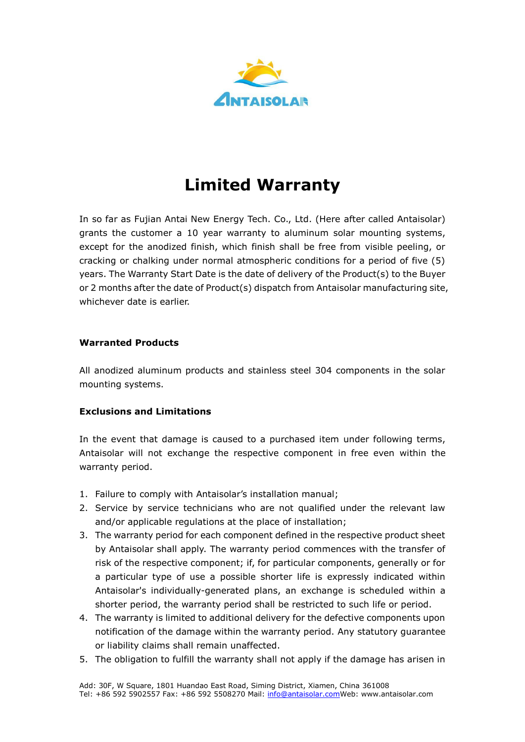# Limited Warranty

In so far as Fujian Antai New Energy Tech. Co., Ltd. (Here after called Antaisolar) grants the customer a 10 year warranty to aluminum solar mounting systems, except for the anodized finish, which finish shall be free from visible peeling, or cracking or chalking under normal atmospheric conditions for a period of five (5) years. The Warranty Start Date is the date of delivery of the Product(s) to the Buyer or 2 months after the date of Product(s) dispatch from Antaisolar manufacturing site, whichever date is earlier.

**Warranted Products**

All anodized aluminum products and stainless steel 304 components in the solar mounting systems.

**Exclusions and Limitations**

In the event that damage is caused to a purchased item under following terms, Antaisolar will not exchange the respective component in free even within the warranty period.

1. Failure to comply with Antaisolar's installation manual;
2. Service by service technicians who are not qualified under the relevant law and/or applicable regulations at the place of installation;
3. The warranty period for each component defined in the respective product sheet by Antaisolar shall apply. The warranty period commences with the transfer of risk of the respective component; if, for particular components, generally or for a particular type of use a possible shorter life is expressly indicated within Antaisolar's individually-generated plans, an exchange is scheduled within a shorter period, the warranty period shall be restricted to such life or period.
4. The warranty is limited to additional delivery for the defective components upon notification of the damage within the warranty period. Any statutory guarantee or liability claims shall remain unaffected.
5. The obligation to fulfill the warranty shall not apply if the damage has arisen in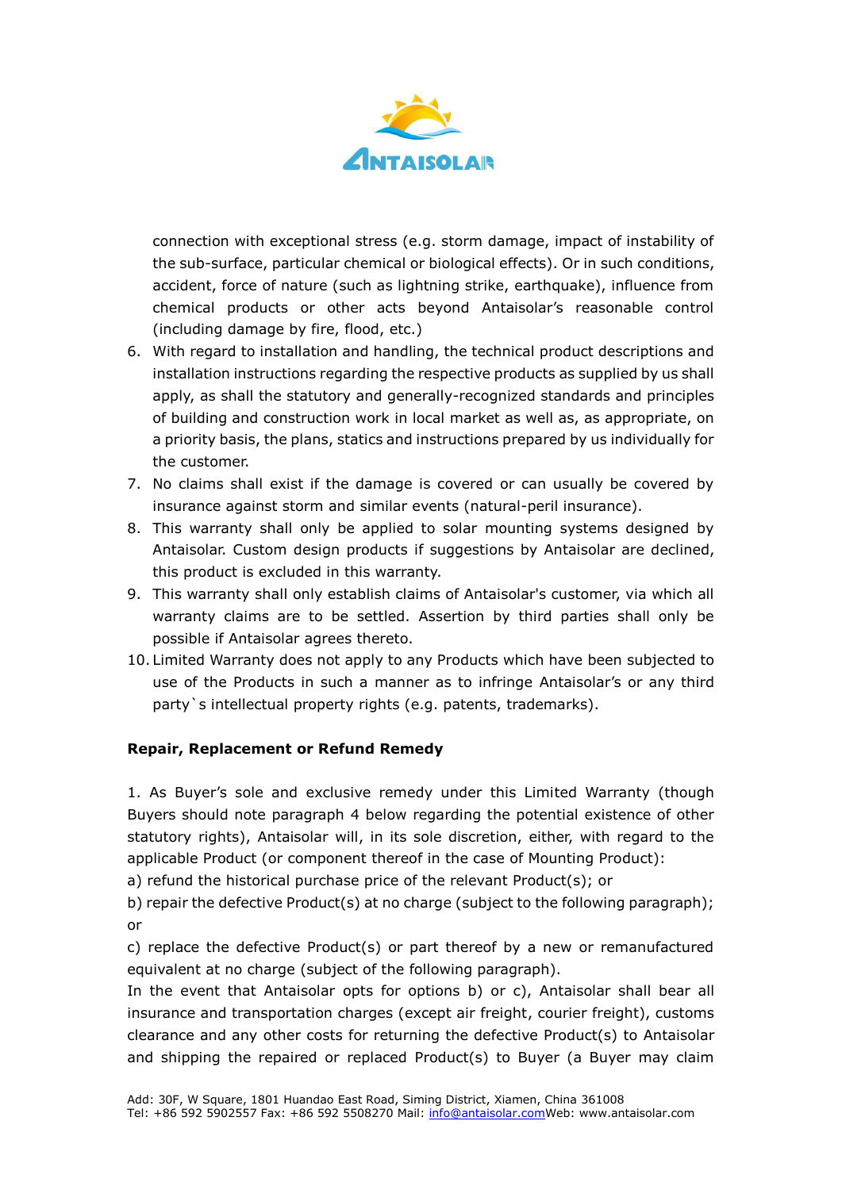connection with exceptional stress (e.g. storm damage, impact of instability of the sub-surface, particular chemical or biological effects). Or in such conditions, accident, force of nature (such as lightning strike, earthquake), influence from chemical products or other acts beyond Antaisolar's reasonable control (including damage by fire, flood, etc.)

6. With regard to installation and handling, the technical product descriptions and installation instructions regarding the respective products as supplied by us shall apply, as shall the statutory and generally-recognized standards and principles of building and construction work in local market as well as, as appropriate, on a priority basis, the plans, statics and instructions prepared by us individually for the customer.
7. No claims shall exist if the damage is covered or can usually be covered by insurance against storm and similar events (natural-peril insurance).
8. This warranty shall only be applied to solar mounting systems designed by Antaisolar. Custom design products if suggestions by Antaisolar are declined, this product is excluded in this warranty.
9. This warranty shall only establish claims of Antaisolar's customer, via which all warranty claims are to be settled. Assertion by third parties shall only be possible if Antaisolar agrees thereto.
10. Limited Warranty does not apply to any Products which have been subjected to use of the Products in such a manner as to infringe Antaisolar's or any third party`s intellectual property rights (e.g. patents, trademarks).

**Repair, Replacement or Refund Remedy**

1. As Buyer's sole and exclusive remedy under this Limited Warranty (though Buyers should note paragraph 4 below regarding the potential existence of other statutory rights), Antaisolar will, in its sole discretion, either, with regard to the applicable Product (or component thereof in the case of Mounting Product):

a) refund the historical purchase price of the relevant Product(s); or

b) repair the defective Product(s) at no charge (subject to the following paragraph); or

c) replace the defective Product(s) or part thereof by a new or remanufactured equivalent at no charge (subject of the following paragraph).

In the event that Antaisolar opts for options b) or c), Antaisolar shall bear all insurance and transportation charges (except air freight, courier freight), customs clearance and any other costs for returning the defective Product(s) to Antaisolar and shipping the repaired or replaced Product(s) to Buyer (a Buyer may claim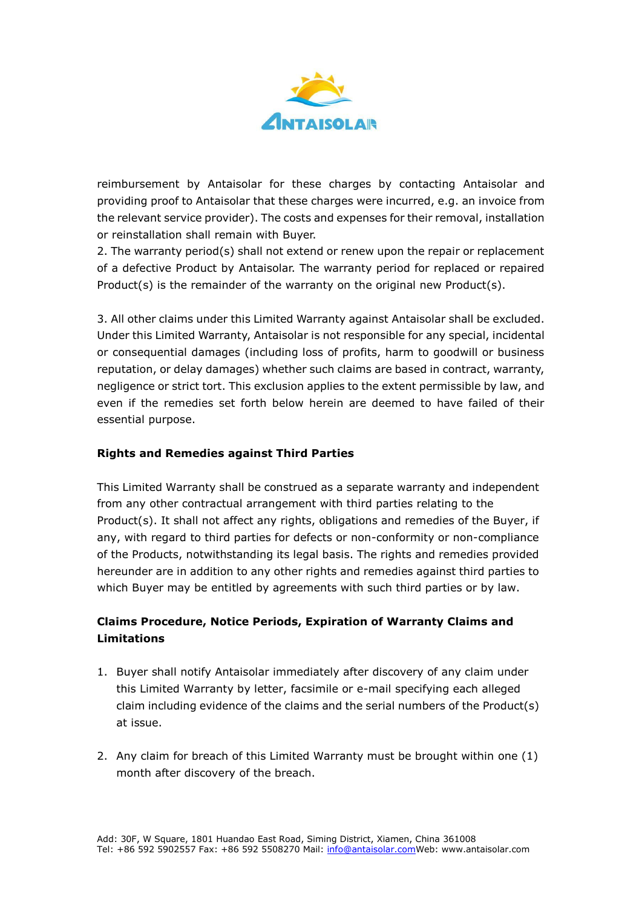reimbursement by Antaisolar for these charges by contacting Antaisolar and providing proof to Antaisolar that these charges were incurred, e.g. an invoice from the relevant service provider). The costs and expenses for their removal, installation or reinstallation shall remain with Buyer.

2. The warranty period(s) shall not extend or renew upon the repair or replacement of a defective Product by Antaisolar. The warranty period for replaced or repaired Product(s) is the remainder of the warranty on the original new Product(s).

3. All other claims under this Limited Warranty against Antaisolar shall be excluded. Under this Limited Warranty, Antaisolar is not responsible for any special, incidental or consequential damages (including loss of profits, harm to goodwill or business reputation, or delay damages) whether such claims are based in contract, warranty, negligence or strict tort. This exclusion applies to the extent permissible by law, and even if the remedies set forth below herein are deemed to have failed of their essential purpose.

**Rights and Remedies against Third Parties**

This Limited Warranty shall be construed as a separate warranty and independent from any other contractual arrangement with third parties relating to the Product(s). It shall not affect any rights, obligations and remedies of the Buyer, if any, with regard to third parties for defects or non-conformity or non-compliance of the Products, notwithstanding its legal basis. The rights and remedies provided hereunder are in addition to any other rights and remedies against third parties to which Buyer may be entitled by agreements with such third parties or by law.

**Claims Procedure, Notice Periods, Expiration of Warranty Claims and Limitations**

1. Buyer shall notify Antaisolar immediately after discovery of any claim under this Limited Warranty by letter, facsimile or e-mail specifying each alleged claim including evidence of the claims and the serial numbers of the Product(s) at issue.

2. Any claim for breach of this Limited Warranty must be brought within one (1) month after discovery of the breach.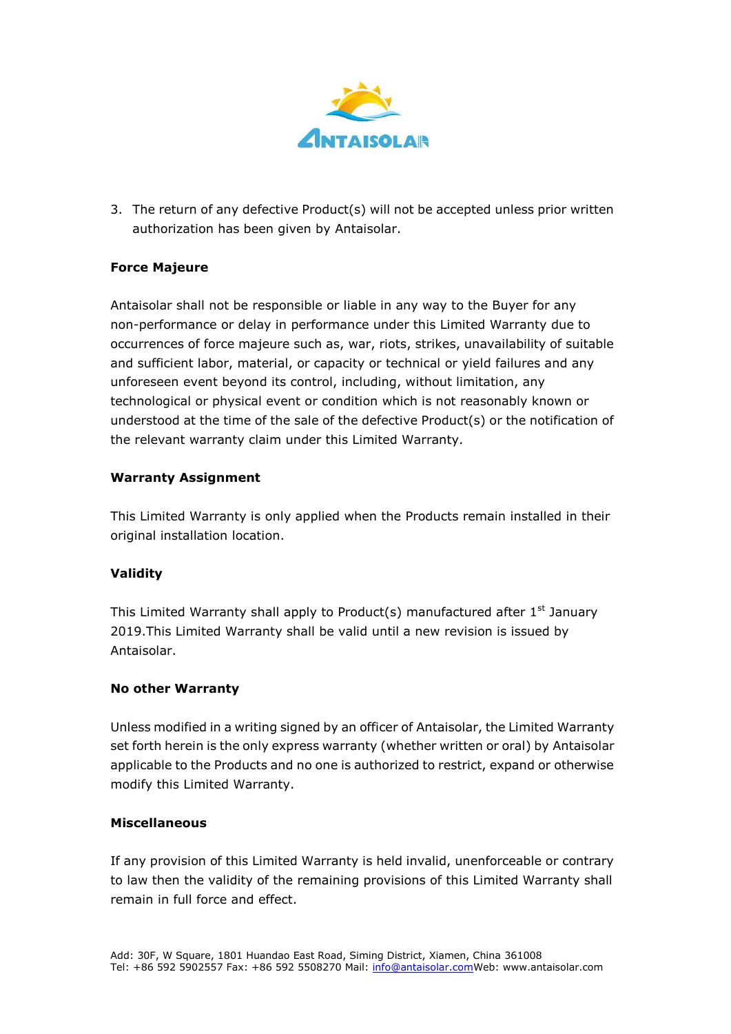3. The return of any defective Product(s) will not be accepted unless prior written authorization has been given by Antaisolar.

**Force Majeure**

Antaisolar shall not be responsible or liable in any way to the Buyer for any non-performance or delay in performance under this Limited Warranty due to occurrences of force majeure such as, war, riots, strikes, unavailability of suitable and sufficient labor, material, or capacity or technical or yield failures and any unforeseen event beyond its control, including, without limitation, any technological or physical event or condition which is not reasonably known or understood at the time of the sale of the defective Product(s) or the notification of the relevant warranty claim under this Limited Warranty.

**Warranty Assignment**

This Limited Warranty is only applied when the Products remain installed in their original installation location.

**Validity**

This Limited Warranty shall apply to Product(s) manufactured after 1st January 2019.This Limited Warranty shall be valid until a new revision is issued by Antaisolar.

**No other Warranty**

Unless modified in a writing signed by an officer of Antaisolar, the Limited Warranty set forth herein is the only express warranty (whether written or oral) by Antaisolar applicable to the Products and no one is authorized to restrict, expand or otherwise modify this Limited Warranty.

**Miscellaneous**

If any provision of this Limited Warranty is held invalid, unenforceable or contrary to law then the validity of the remaining provisions of this Limited Warranty shall remain in full force and effect.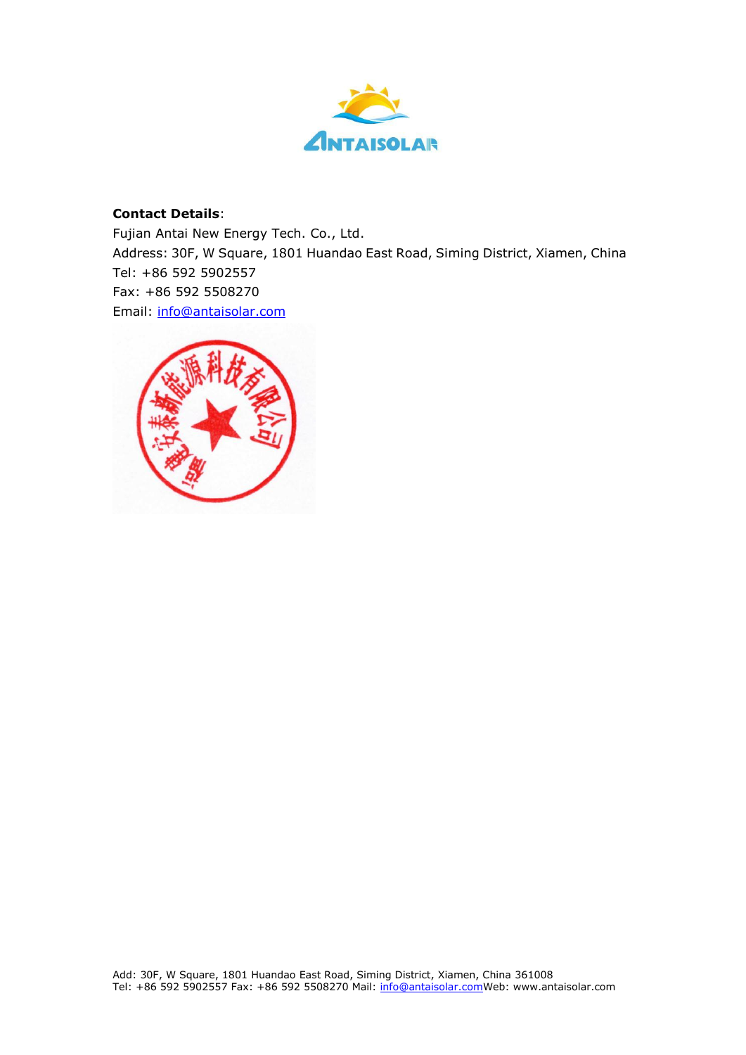**Contact Details**:

Fujian Antai New Energy Tech. Co., Ltd.

Address: 30F, W Square, 1801 Huandao East Road, Siming District, Xiamen, China

Tel: +86 592 5902557

Fax: +86 592 5508270

Email: info@antaisolar.com